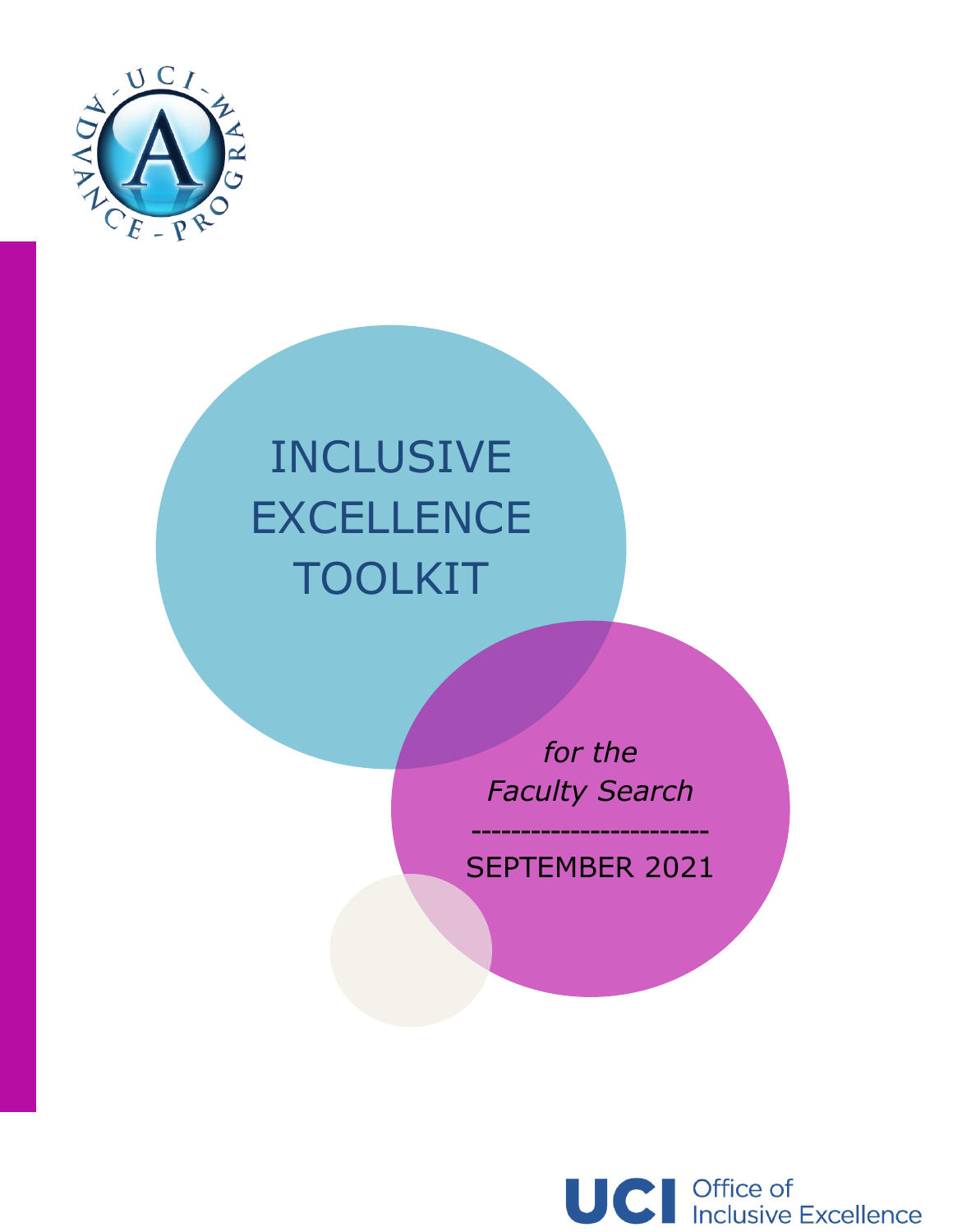# INCLUSIVE EXCELLENCE TOOLKIT

*for the Faculty Search*

------------------------

SEPTEMBER 2021

UCI Office of Inclusive Excellence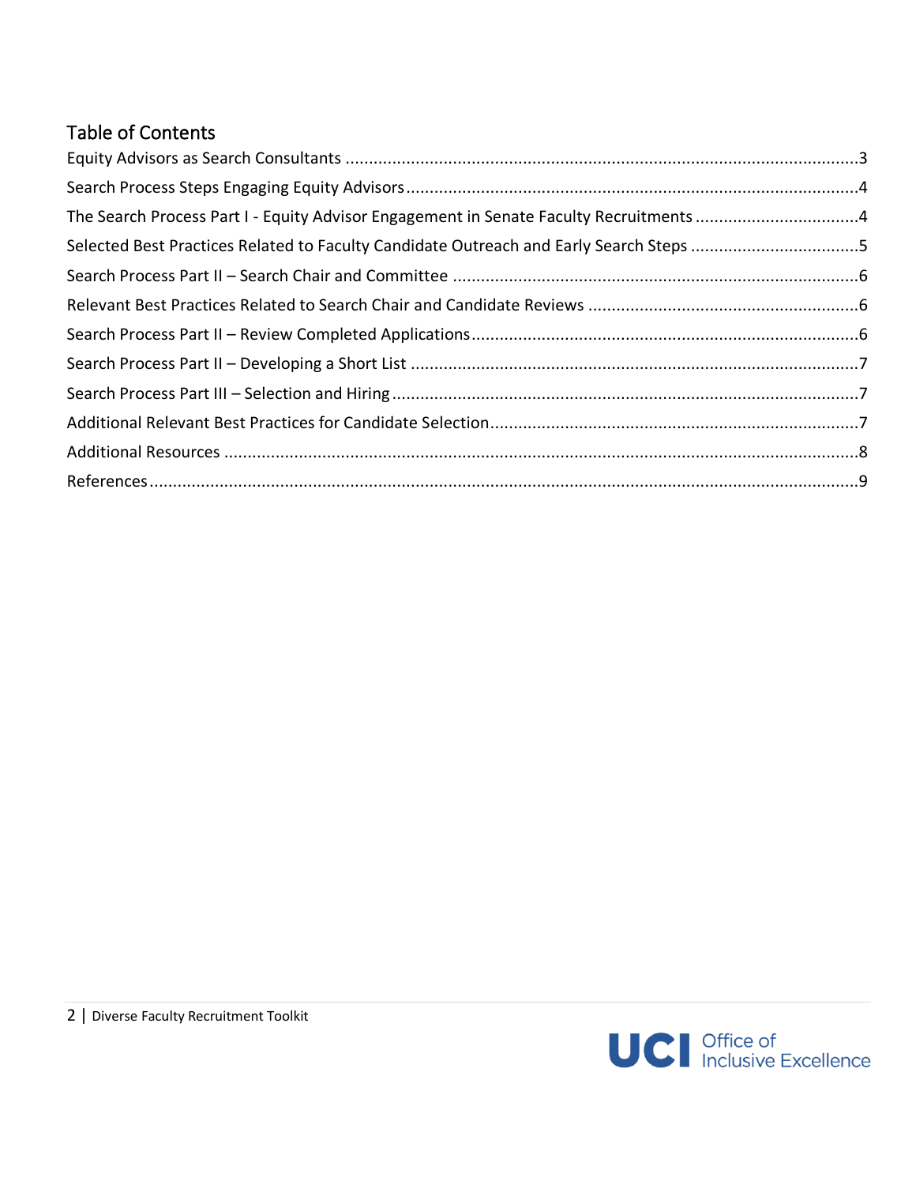## Table of Contents

Equity Advisors as Search Consultants ........................................................................................................3
Search Process Steps Engaging Equity Advisors ..........................................................................................4
The Search Process Part I - Equity Advisor Engagement in Senate Faculty Recruitments ..........................4
Selected Best Practices Related to Faculty Candidate Outreach and Early Search Steps ...........................5
Search Process Part II – Search Chair and Committee .................................................................................6
Relevant Best Practices Related to Search Chair and Candidate Reviews ..................................................6
Search Process Part II – Review Completed Applications..............................................................................6
Search Process Part II – Developing a Short List ..........................................................................................7
Search Process Part III – Selection and Hiring ...............................................................................................7
Additional Relevant Best Practices for Candidate Selection..........................................................................7
Additional Resources ......................................................................................................................................8
References.......................................................................................................................................................9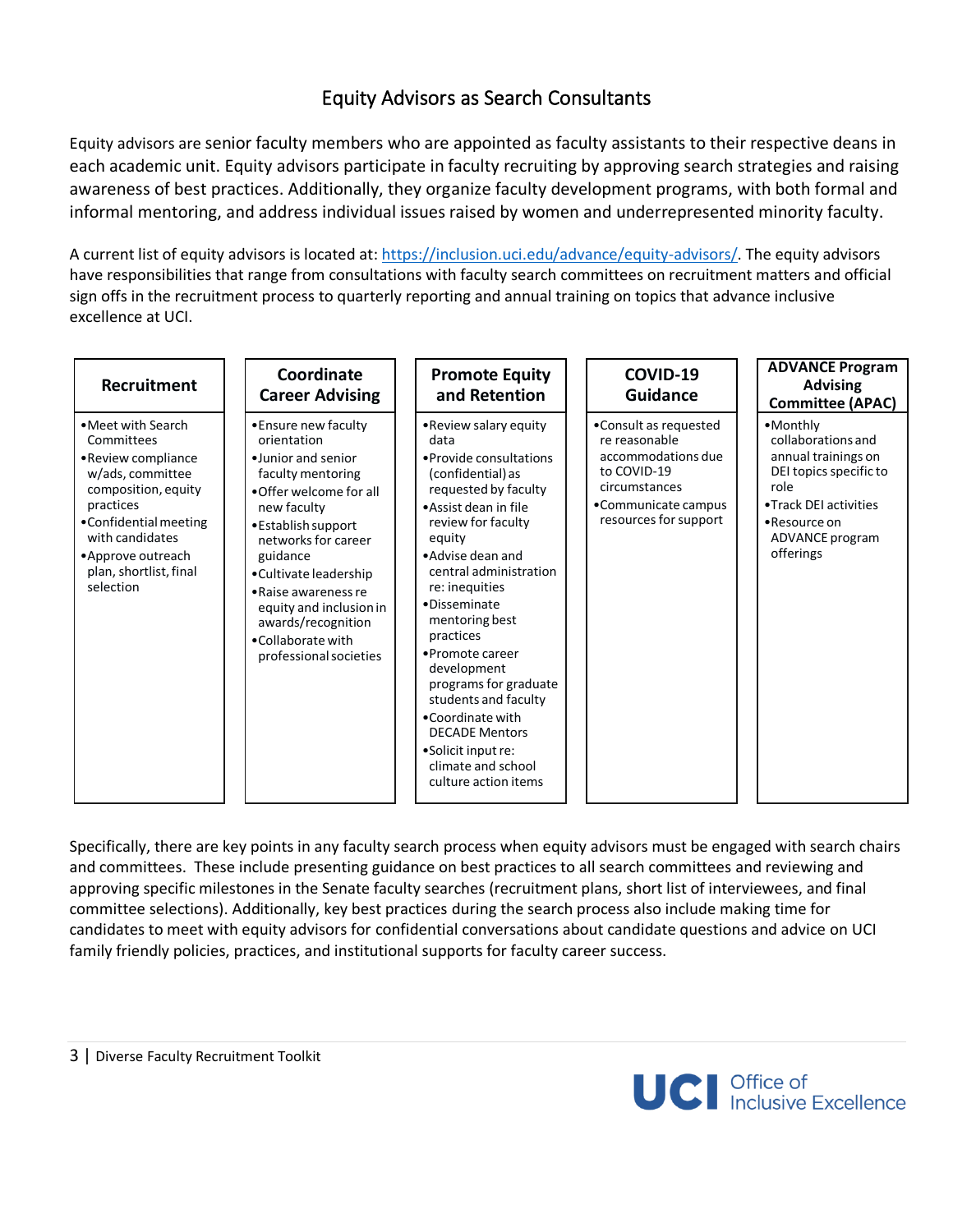# Equity Advisors as Search Consultants

Equity advisors are senior faculty members who are appointed as faculty assistants to their respective deans in each academic unit. Equity advisors participate in faculty recruiting by approving search strategies and raising awareness of best practices. Additionally, they organize faculty development programs, with both formal and informal mentoring, and address individual issues raised by women and underrepresented minority faculty.

A current list of equity advisors is located at: https://inclusion.uci.edu/advance/equity-advisors/. The equity advisors have responsibilities that range from consultations with faculty search committees on recruitment matters and official sign offs in the recruitment process to quarterly reporting and annual training on topics that advance inclusive excellence at UCI.

| Recruitment | Coordinate Career Advising | Promote Equity and Retention | COVID-19 Guidance | ADVANCE Program Advising Committee (APAC) |
|---|---|---|---|---|
| • Meet with Search Committees<br>• Review compliance w/ads, committee composition, equity practices<br>• Confidential meeting with candidates<br>• Approve outreach plan, shortlist, final selection | • Ensure new faculty orientation<br>• Junior and senior faculty mentoring<br>• Offer welcome for all new faculty<br>• Establish support networks for career guidance<br>• Cultivate leadership<br>• Raise awareness re equity and inclusion in awards/recognition<br>• Collaborate with professional societies | • Review salary equity data<br>• Provide consultations (confidential) as requested by faculty<br>• Assist dean in file review for faculty equity<br>• Advise dean and central administration re: inequities<br>• Disseminate mentoring best practices<br>• Promote career development programs for graduate students and faculty<br>• Coordinate with DECADE Mentors<br>• Solicit input re: climate and school culture action items | • Consult as requested re reasonable accommodations due to COVID-19 circumstances<br>• Communicate campus resources for support | • Monthly collaborations and annual trainings on DEI topics specific to role<br>• Track DEI activities<br>• Resource on ADVANCE program offerings |

Specifically, there are key points in any faculty search process when equity advisors must be engaged with search chairs and committees. These include presenting guidance on best practices to all search committees and reviewing and approving specific milestones in the Senate faculty searches (recruitment plans, short list of interviewees, and final committee selections). Additionally, key best practices during the search process also include making time for candidates to meet with equity advisors for confidential conversations about candidate questions and advice on UCI family friendly policies, practices, and institutional supports for faculty career success.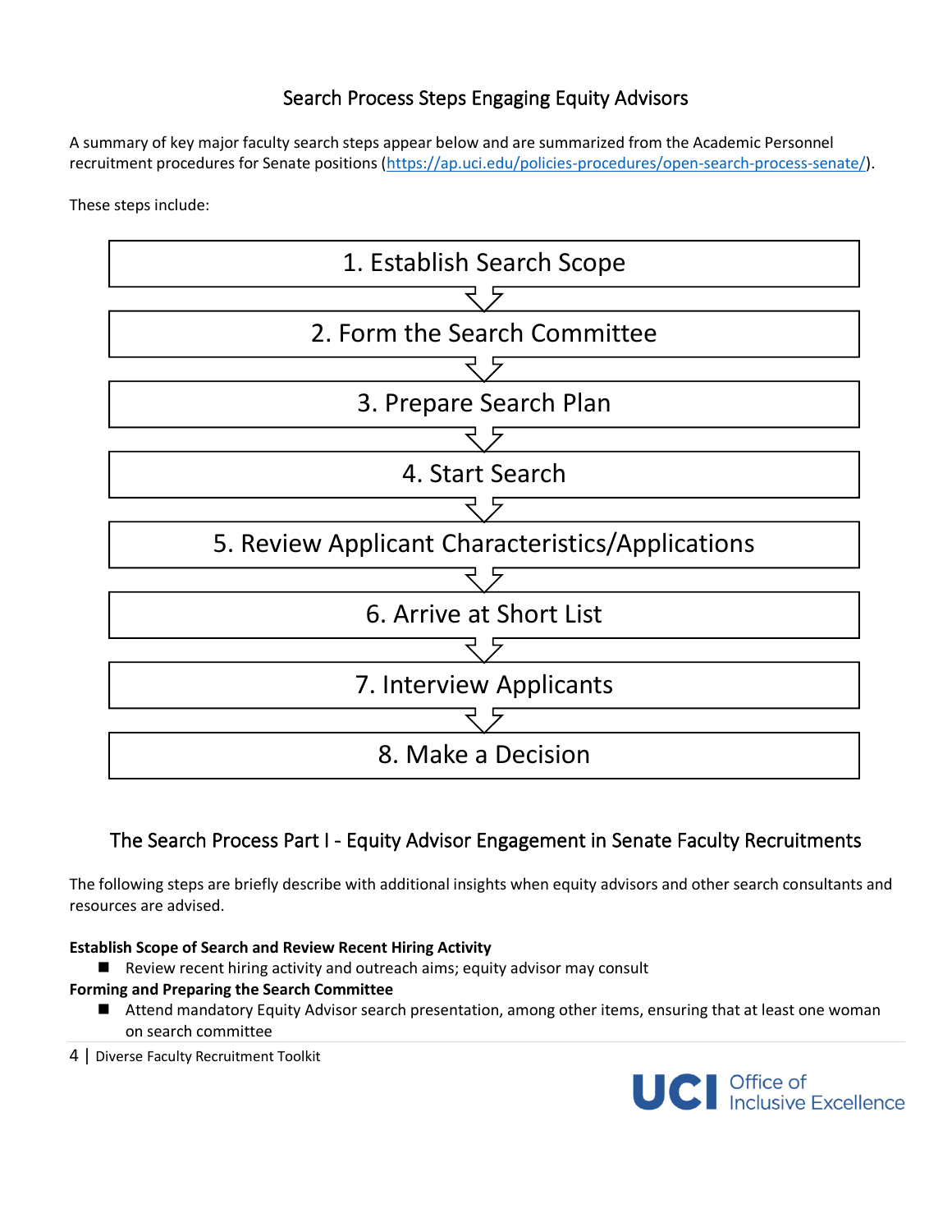## Search Process Steps Engaging Equity Advisors

A summary of key major faculty search steps appear below and are summarized from the Academic Personnel recruitment procedures for Senate positions (https://ap.uci.edu/policies-procedures/open-search-process-senate/).

These steps include:

1. Establish Search Scope
2. Form the Search Committee
3. Prepare Search Plan
4. Start Search
5. Review Applicant Characteristics/Applications
6. Arrive at Short List
7. Interview Applicants
8. Make a Decision

## The Search Process Part I - Equity Advisor Engagement in Senate Faculty Recruitments

The following steps are briefly describe with additional insights when equity advisors and other search consultants and resources are advised.

**Establish Scope of Search and Review Recent Hiring Activity**

- Review recent hiring activity and outreach aims; equity advisor may consult

**Forming and Preparing the Search Committee**

- Attend mandatory Equity Advisor search presentation, among other items, ensuring that at least one woman on search committee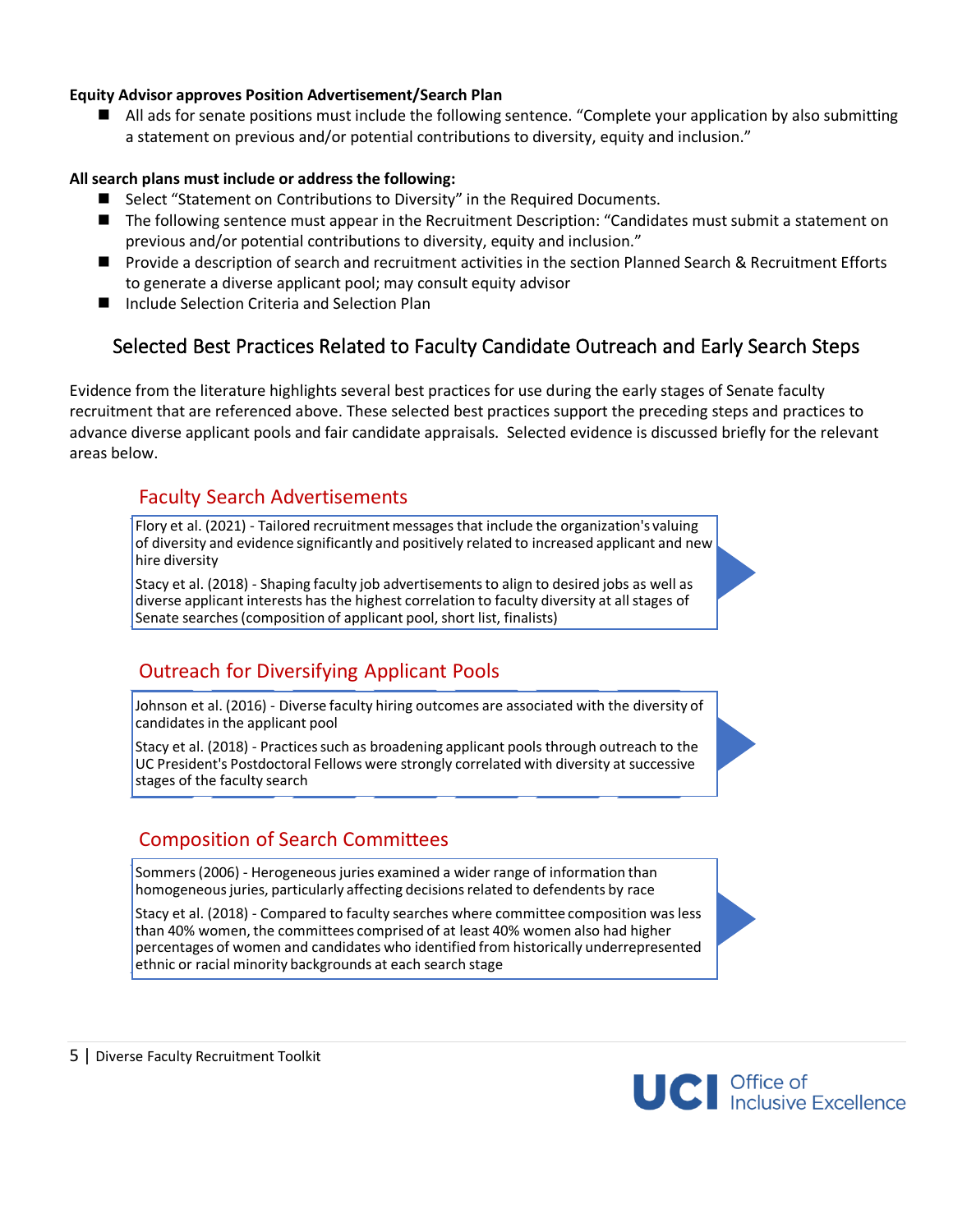**Equity Advisor approves Position Advertisement/Search Plan**

- All ads for senate positions must include the following sentence. "Complete your application by also submitting a statement on previous and/or potential contributions to diversity, equity and inclusion."

**All search plans must include or address the following:**

- Select "Statement on Contributions to Diversity" in the Required Documents.
- The following sentence must appear in the Recruitment Description: "Candidates must submit a statement on previous and/or potential contributions to diversity, equity and inclusion."
- Provide a description of search and recruitment activities in the section Planned Search & Recruitment Efforts to generate a diverse applicant pool; may consult equity advisor
- Include Selection Criteria and Selection Plan

## Selected Best Practices Related to Faculty Candidate Outreach and Early Search Steps

Evidence from the literature highlights several best practices for use during the early stages of Senate faculty recruitment that are referenced above. These selected best practices support the preceding steps and practices to advance diverse applicant pools and fair candidate appraisals. Selected evidence is discussed briefly for the relevant areas below.

### Faculty Search Advertisements

Flory et al. (2021) - Tailored recruitment messages that include the organization's valuing of diversity and evidence significantly and positively related to increased applicant and new hire diversity

Stacy et al. (2018) - Shaping faculty job advertisements to align to desired jobs as well as diverse applicant interests has the highest correlation to faculty diversity at all stages of Senate searches (composition of applicant pool, short list, finalists)

### Outreach for Diversifying Applicant Pools

Johnson et al. (2016) - Diverse faculty hiring outcomes are associated with the diversity of candidates in the applicant pool

Stacy et al. (2018) - Practices such as broadening applicant pools through outreach to the UC President's Postdoctoral Fellows were strongly correlated with diversity at successive stages of the faculty search

### Composition of Search Committees

Sommers (2006) - Herogeneous juries examined a wider range of information than homogeneous juries, particularly affecting decisions related to defendents by race

Stacy et al. (2018) - Compared to faculty searches where committee composition was less than 40% women, the committees comprised of at least 40% women also had higher percentages of women and candidates who identified from historically underrepresented ethnic or racial minority backgrounds at each search stage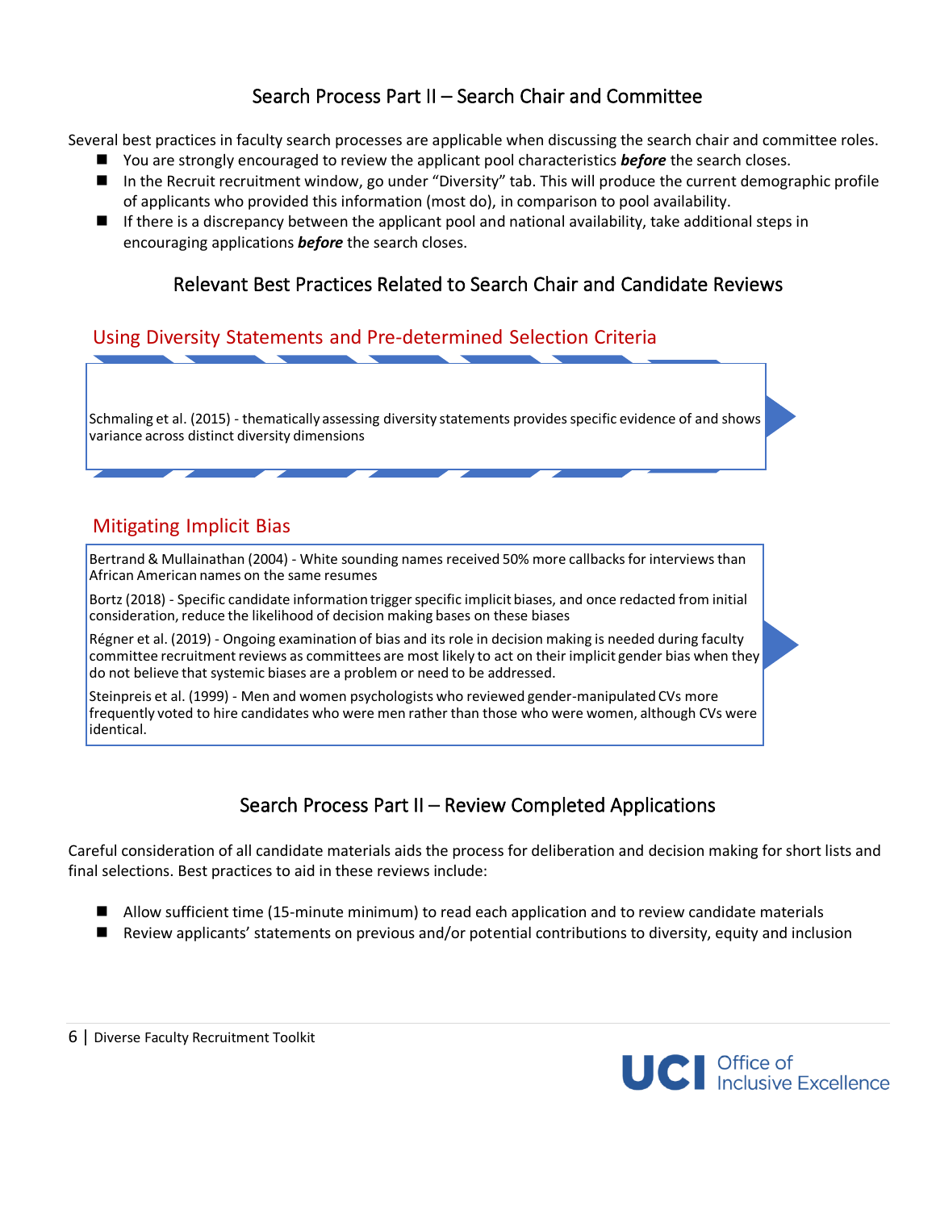## Search Process Part II – Search Chair and Committee

Several best practices in faculty search processes are applicable when discussing the search chair and committee roles.

- You are strongly encouraged to review the applicant pool characteristics ***before*** the search closes.
- In the Recruit recruitment window, go under "Diversity" tab. This will produce the current demographic profile of applicants who provided this information (most do), in comparison to pool availability.
- If there is a discrepancy between the applicant pool and national availability, take additional steps in encouraging applications ***before*** the search closes.

### Relevant Best Practices Related to Search Chair and Candidate Reviews

#### Using Diversity Statements and Pre-determined Selection Criteria

Schmaling et al. (2015) - thematically assessing diversity statements provides specific evidence of and shows variance across distinct diversity dimensions

#### Mitigating Implicit Bias

Bertrand & Mullainathan (2004) - White sounding names received 50% more callbacks for interviews than African American names on the same resumes

Bortz (2018) - Specific candidate information trigger specific implicit biases, and once redacted from initial consideration, reduce the likelihood of decision making bases on these biases

Régner et al. (2019) - Ongoing examination of bias and its role in decision making is needed during faculty committee recruitment reviews as committees are most likely to act on their implicit gender bias when they do not believe that systemic biases are a problem or need to be addressed.

Steinpreis et al. (1999) - Men and women psychologists who reviewed gender-manipulated CVs more frequently voted to hire candidates who were men rather than those who were women, although CVs were identical.

## Search Process Part II – Review Completed Applications

Careful consideration of all candidate materials aids the process for deliberation and decision making for short lists and final selections. Best practices to aid in these reviews include:

- Allow sufficient time (15-minute minimum) to read each application and to review candidate materials
- Review applicants' statements on previous and/or potential contributions to diversity, equity and inclusion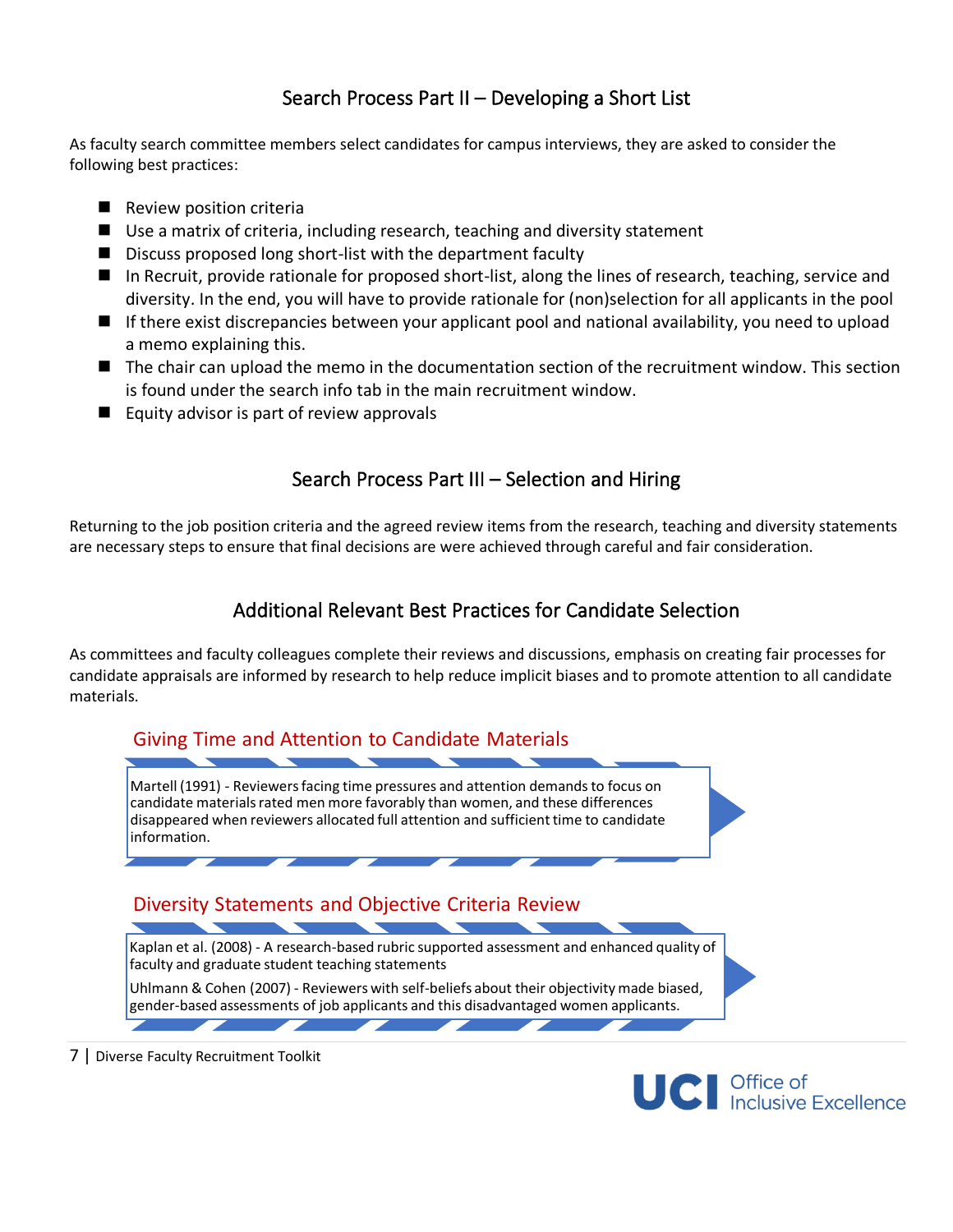## Search Process Part II – Developing a Short List

As faculty search committee members select candidates for campus interviews, they are asked to consider the following best practices:

- Review position criteria
- Use a matrix of criteria, including research, teaching and diversity statement
- Discuss proposed long short-list with the department faculty
- In Recruit, provide rationale for proposed short-list, along the lines of research, teaching, service and diversity. In the end, you will have to provide rationale for (non)selection for all applicants in the pool
- If there exist discrepancies between your applicant pool and national availability, you need to upload a memo explaining this.
- The chair can upload the memo in the documentation section of the recruitment window. This section is found under the search info tab in the main recruitment window.
- Equity advisor is part of review approvals

## Search Process Part III – Selection and Hiring

Returning to the job position criteria and the agreed review items from the research, teaching and diversity statements are necessary steps to ensure that final decisions are were achieved through careful and fair consideration.

## Additional Relevant Best Practices for Candidate Selection

As committees and faculty colleagues complete their reviews and discussions, emphasis on creating fair processes for candidate appraisals are informed by research to help reduce implicit biases and to promote attention to all candidate materials.

### Giving Time and Attention to Candidate Materials

Martell (1991) - Reviewers facing time pressures and attention demands to focus on candidate materials rated men more favorably than women, and these differences disappeared when reviewers allocated full attention and sufficient time to candidate information.

### Diversity Statements and Objective Criteria Review

Kaplan et al. (2008) - A research-based rubric supported assessment and enhanced quality of faculty and graduate student teaching statements

Uhlmann & Cohen (2007) - Reviewers with self-beliefs about their objectivity made biased, gender-based assessments of job applicants and this disadvantaged women applicants.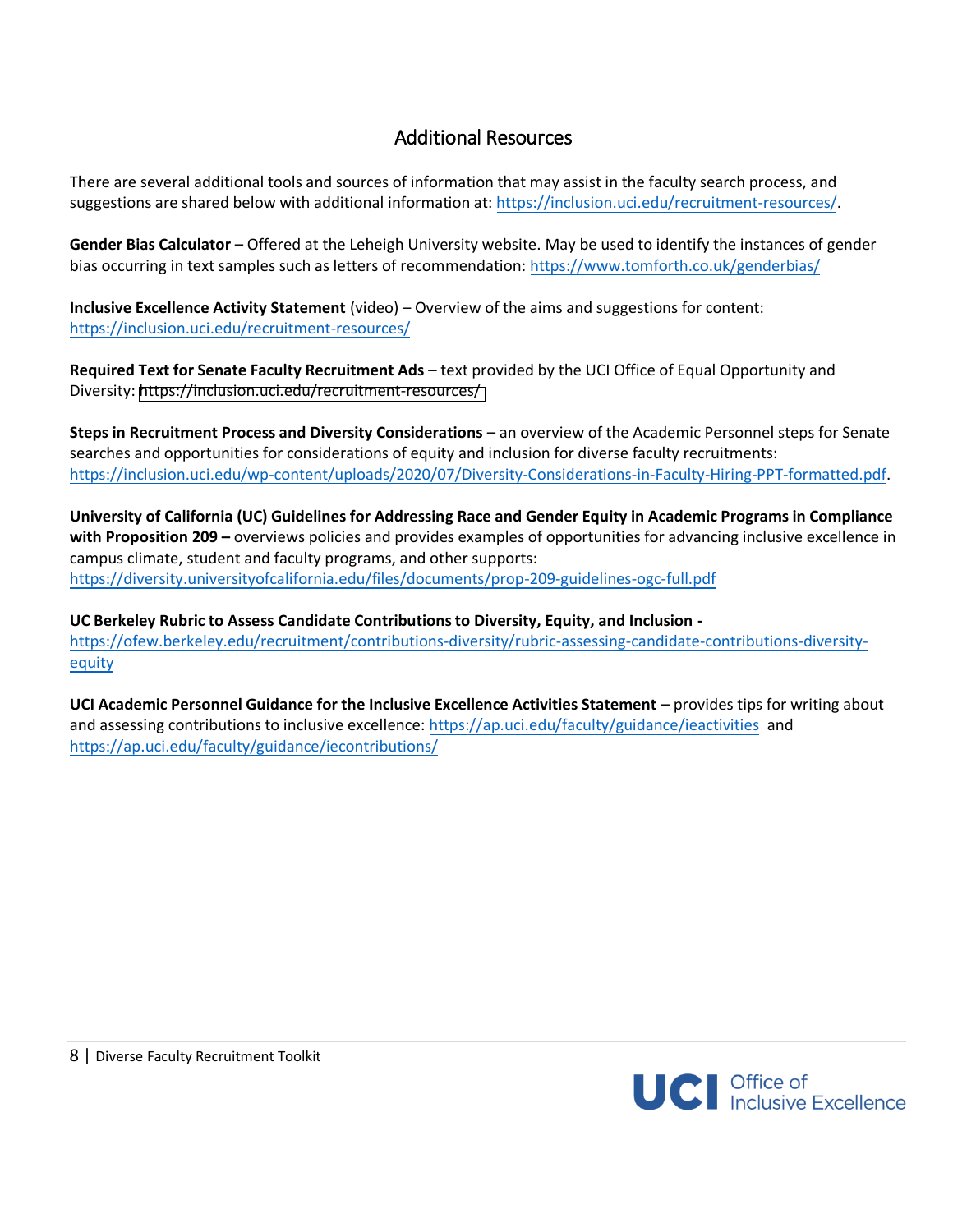## Additional Resources

There are several additional tools and sources of information that may assist in the faculty search process, and suggestions are shared below with additional information at: https://inclusion.uci.edu/recruitment-resources/.

**Gender Bias Calculator** – Offered at the Leheigh University website. May be used to identify the instances of gender bias occurring in text samples such as letters of recommendation: https://www.tomforth.co.uk/genderbias/

**Inclusive Excellence Activity Statement** (video) – Overview of the aims and suggestions for content: https://inclusion.uci.edu/recruitment-resources/

**Required Text for Senate Faculty Recruitment Ads** – text provided by the UCI Office of Equal Opportunity and Diversity: https://inclusion.uci.edu/recruitment-resources/

**Steps in Recruitment Process and Diversity Considerations** – an overview of the Academic Personnel steps for Senate searches and opportunities for considerations of equity and inclusion for diverse faculty recruitments: https://inclusion.uci.edu/wp-content/uploads/2020/07/Diversity-Considerations-in-Faculty-Hiring-PPT-formatted.pdf.

**University of California (UC) Guidelines for Addressing Race and Gender Equity in Academic Programs in Compliance with Proposition 209 –** overviews policies and provides examples of opportunities for advancing inclusive excellence in campus climate, student and faculty programs, and other supports: https://diversity.universityofcalifornia.edu/files/documents/prop-209-guidelines-ogc-full.pdf

**UC Berkeley Rubric to Assess Candidate Contributions to Diversity, Equity, and Inclusion -** https://ofew.berkeley.edu/recruitment/contributions-diversity/rubric-assessing-candidate-contributions-diversity-equity

**UCI Academic Personnel Guidance for the Inclusive Excellence Activities Statement** – provides tips for writing about and assessing contributions to inclusive excellence: https://ap.uci.edu/faculty/guidance/ieactivities and https://ap.uci.edu/faculty/guidance/iecontributions/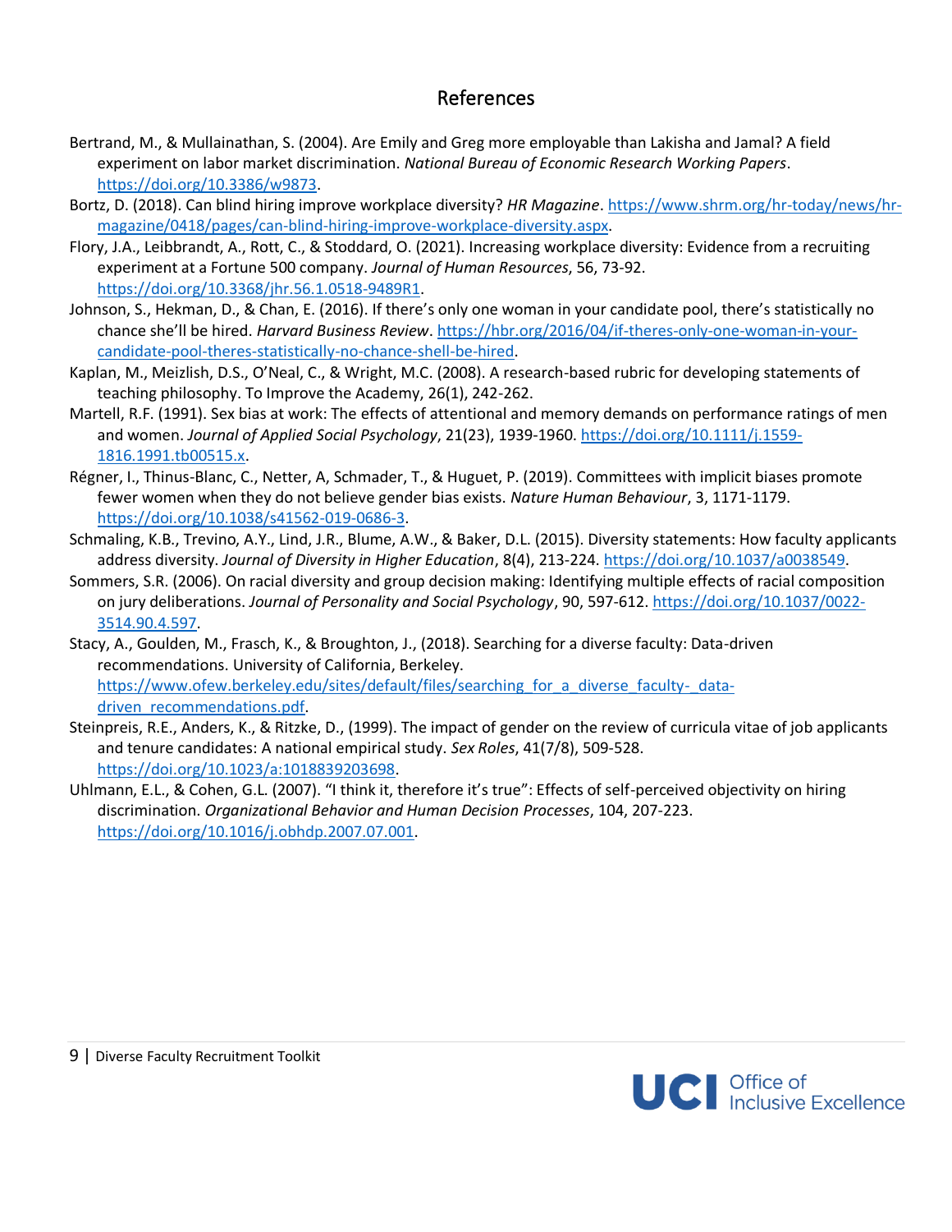## References

Bertrand, M., & Mullainathan, S. (2004). Are Emily and Greg more employable than Lakisha and Jamal? A field experiment on labor market discrimination. *National Bureau of Economic Research Working Papers*. https://doi.org/10.3386/w9873.

Bortz, D. (2018). Can blind hiring improve workplace diversity? *HR Magazine*. https://www.shrm.org/hr-today/news/hr-magazine/0418/pages/can-blind-hiring-improve-workplace-diversity.aspx.

Flory, J.A., Leibbrandt, A., Rott, C., & Stoddard, O. (2021). Increasing workplace diversity: Evidence from a recruiting experiment at a Fortune 500 company. *Journal of Human Resources*, 56, 73-92. https://doi.org/10.3368/jhr.56.1.0518-9489R1.

Johnson, S., Hekman, D., & Chan, E. (2016). If there's only one woman in your candidate pool, there's statistically no chance she'll be hired. *Harvard Business Review*. https://hbr.org/2016/04/if-theres-only-one-woman-in-your-candidate-pool-theres-statistically-no-chance-shell-be-hired.

Kaplan, M., Meizlish, D.S., O'Neal, C., & Wright, M.C. (2008). A research-based rubric for developing statements of teaching philosophy. To Improve the Academy, 26(1), 242-262.

Martell, R.F. (1991). Sex bias at work: The effects of attentional and memory demands on performance ratings of men and women. *Journal of Applied Social Psychology*, 21(23), 1939-1960. https://doi.org/10.1111/j.1559-1816.1991.tb00515.x.

Régner, I., Thinus-Blanc, C., Netter, A, Schmader, T., & Huguet, P. (2019). Committees with implicit biases promote fewer women when they do not believe gender bias exists. *Nature Human Behaviour*, 3, 1171-1179. https://doi.org/10.1038/s41562-019-0686-3.

Schmaling, K.B., Trevino, A.Y., Lind, J.R., Blume, A.W., & Baker, D.L. (2015). Diversity statements: How faculty applicants address diversity. *Journal of Diversity in Higher Education*, 8(4), 213-224. https://doi.org/10.1037/a0038549.

Sommers, S.R. (2006). On racial diversity and group decision making: Identifying multiple effects of racial composition on jury deliberations. *Journal of Personality and Social Psychology*, 90, 597-612. https://doi.org/10.1037/0022-3514.90.4.597.

Stacy, A., Goulden, M., Frasch, K., & Broughton, J., (2018). Searching for a diverse faculty: Data-driven recommendations. University of California, Berkeley. https://www.ofew.berkeley.edu/sites/default/files/searching_for_a_diverse_faculty-_data-driven_recommendations.pdf.

Steinpreis, R.E., Anders, K., & Ritzke, D., (1999). The impact of gender on the review of curricula vitae of job applicants and tenure candidates: A national empirical study. *Sex Roles*, 41(7/8), 509-528. https://doi.org/10.1023/a:1018839203698.

Uhlmann, E.L., & Cohen, G.L. (2007). "I think it, therefore it's true": Effects of self-perceived objectivity on hiring discrimination. *Organizational Behavior and Human Decision Processes*, 104, 207-223. https://doi.org/10.1016/j.obhdp.2007.07.001.